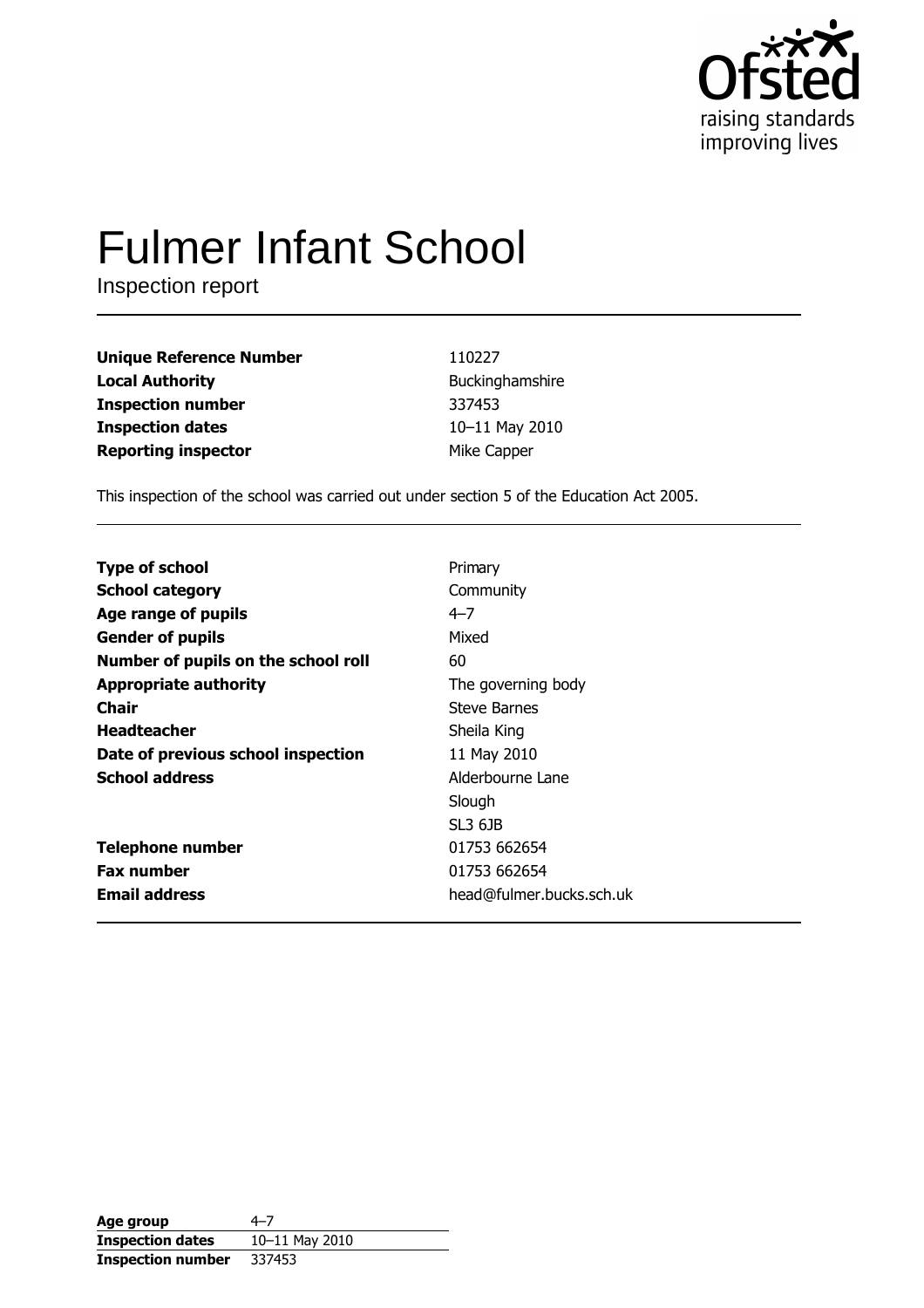Ofsted
raising standards
improving lives

# Fulmer Infant School

Inspection report

| | |
|---|---|
| **Unique Reference Number** | 110227 |
| **Local Authority** | Buckinghamshire |
| **Inspection number** | 337453 |
| **Inspection dates** | 10–11 May 2010 |
| **Reporting inspector** | Mike Capper |

This inspection of the school was carried out under section 5 of the Education Act 2005.

| | |
|---|---|
| **Type of school** | Primary |
| **School category** | Community |
| **Age range of pupils** | 4–7 |
| **Gender of pupils** | Mixed |
| **Number of pupils on the school roll** | 60 |
| **Appropriate authority** | The governing body |
| **Chair** | Steve Barnes |
| **Headteacher** | Sheila King |
| **Date of previous school inspection** | 11 May 2010 |
| **School address** | Alderbourne Lane<br>Slough<br>SL3 6JB |
| **Telephone number** | 01753 662654 |
| **Fax number** | 01753 662654 |
| **Email address** | head@fulmer.bucks.sch.uk |

| | |
|---|---|
| **Age group** | 4–7 |
| **Inspection dates** | 10–11 May 2010 |
| **Inspection number** | 337453 |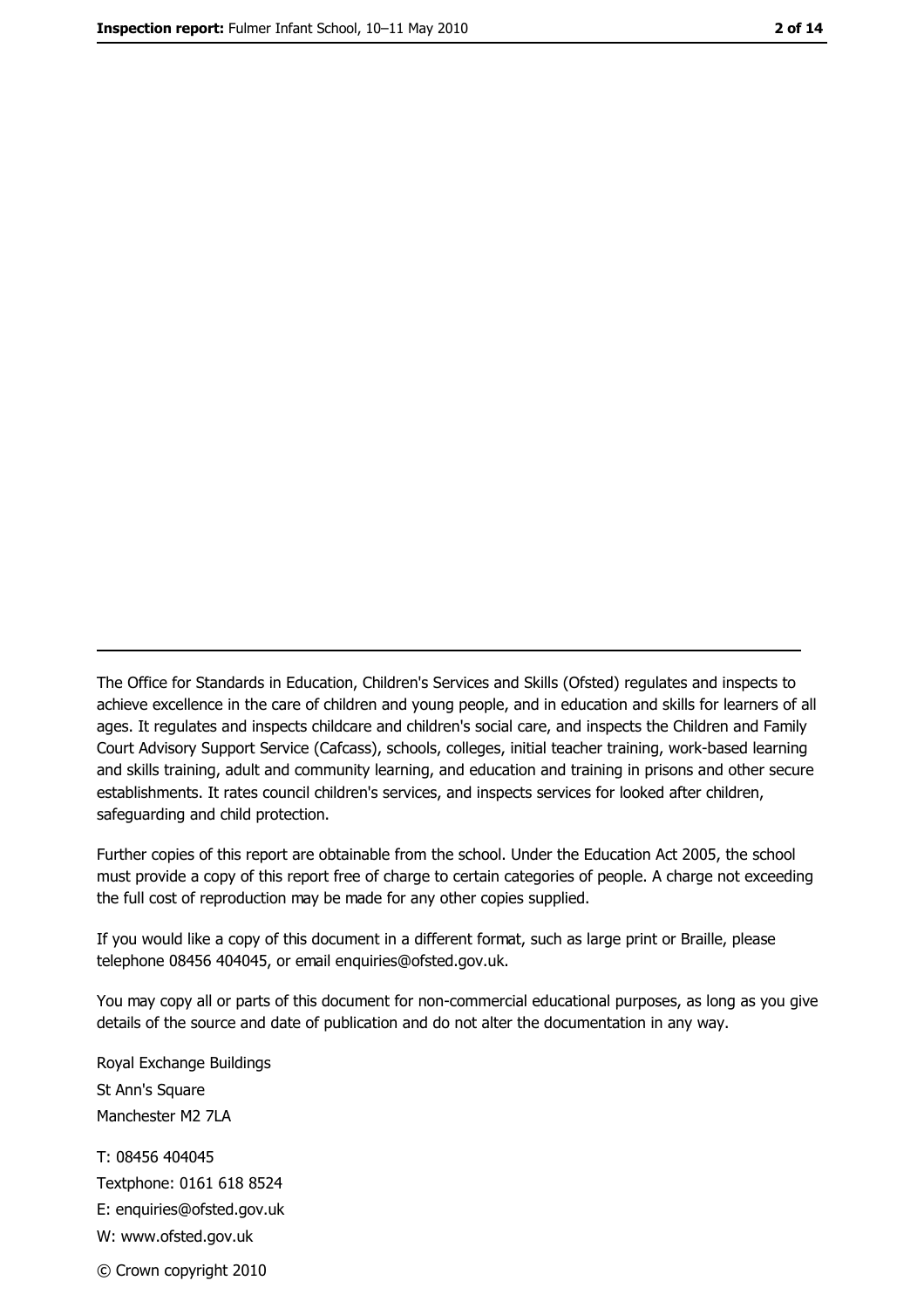The Office for Standards in Education, Children's Services and Skills (Ofsted) regulates and inspects to achieve excellence in the care of children and young people, and in education and skills for learners of all ages. It regulates and inspects childcare and children's social care, and inspects the Children and Family Court Advisory Support Service (Cafcass), schools, colleges, initial teacher training, work-based learning and skills training, adult and community learning, and education and training in prisons and other secure establishments. It rates council children's services, and inspects services for looked after children, safeguarding and child protection.

Further copies of this report are obtainable from the school. Under the Education Act 2005, the school must provide a copy of this report free of charge to certain categories of people. A charge not exceeding the full cost of reproduction may be made for any other copies supplied.

If you would like a copy of this document in a different format, such as large print or Braille, please telephone 08456 404045, or email enquiries@ofsted.gov.uk.

You may copy all or parts of this document for non-commercial educational purposes, as long as you give details of the source and date of publication and do not alter the documentation in any way.

Royal Exchange Buildings
St Ann's Square
Manchester M2 7LA

T: 08456 404045
Textphone: 0161 618 8524
E: enquiries@ofsted.gov.uk
W: www.ofsted.gov.uk

© Crown copyright 2010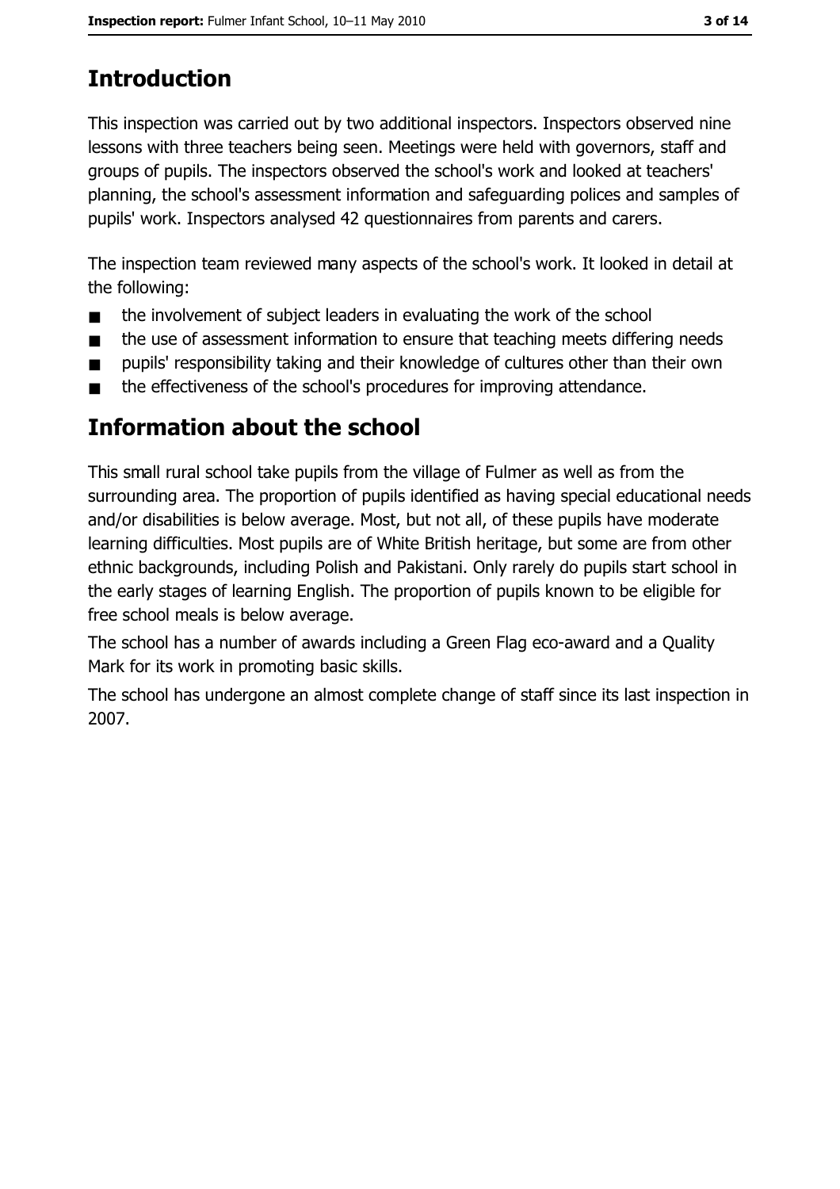# Introduction

This inspection was carried out by two additional inspectors. Inspectors observed nine lessons with three teachers being seen. Meetings were held with governors, staff and groups of pupils. The inspectors observed the school's work and looked at teachers' planning, the school's assessment information and safeguarding polices and samples of pupils' work. Inspectors analysed 42 questionnaires from parents and carers.

The inspection team reviewed many aspects of the school's work. It looked in detail at the following:

- the involvement of subject leaders in evaluating the work of the school
- the use of assessment information to ensure that teaching meets differing needs
- pupils' responsibility taking and their knowledge of cultures other than their own
- the effectiveness of the school's procedures for improving attendance.

# Information about the school

This small rural school take pupils from the village of Fulmer as well as from the surrounding area. The proportion of pupils identified as having special educational needs and/or disabilities is below average. Most, but not all, of these pupils have moderate learning difficulties. Most pupils are of White British heritage, but some are from other ethnic backgrounds, including Polish and Pakistani. Only rarely do pupils start school in the early stages of learning English. The proportion of pupils known to be eligible for free school meals is below average.

The school has a number of awards including a Green Flag eco-award and a Quality Mark for its work in promoting basic skills.

The school has undergone an almost complete change of staff since its last inspection in 2007.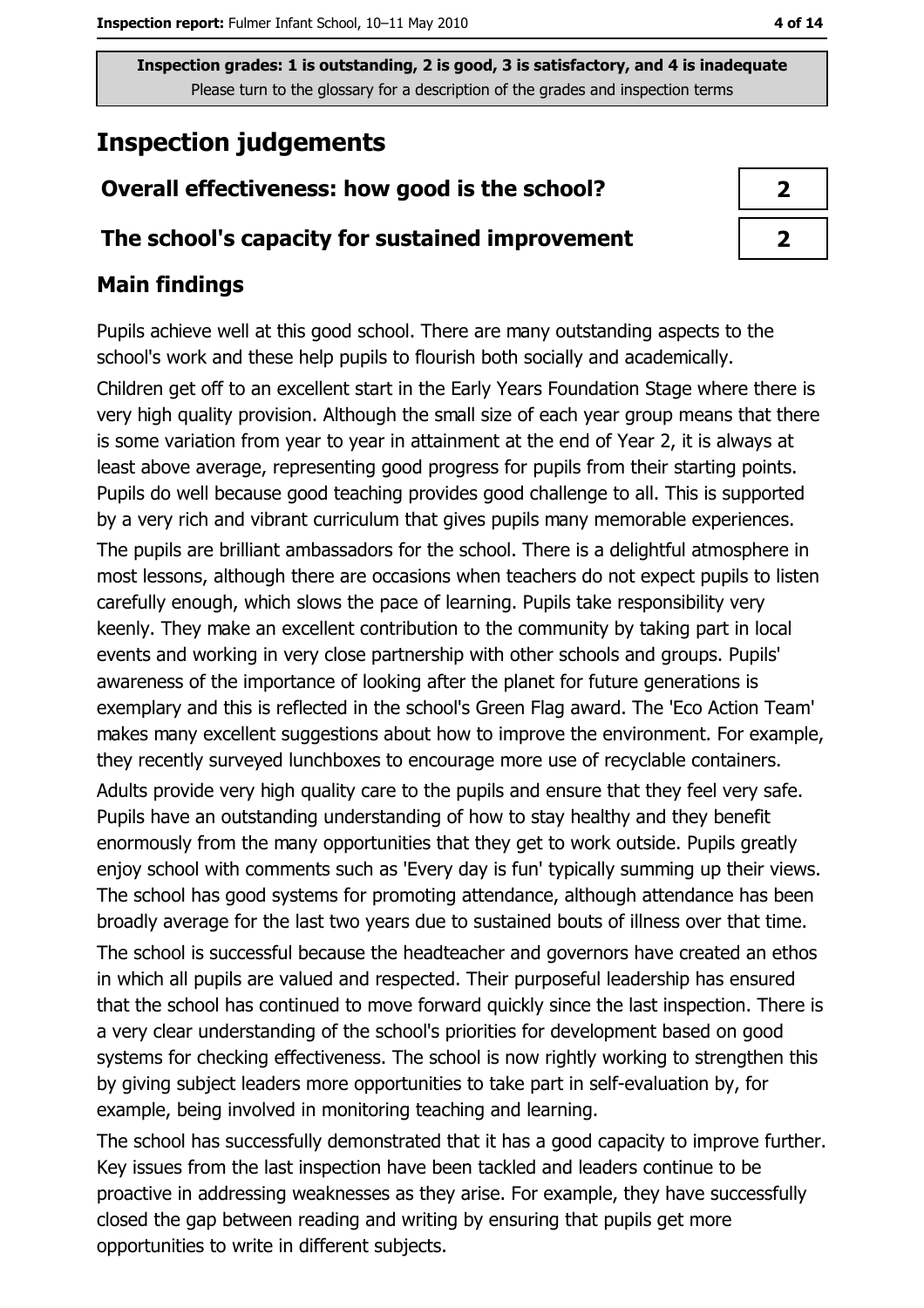Inspection grades: 1 is outstanding, 2 is good, 3 is satisfactory, and 4 is inadequate
Please turn to the glossary for a description of the grades and inspection terms

# Inspection judgements

| Overall effectiveness: how good is the school? | 2 |
|---|---|
| The school's capacity for sustained improvement | 2 |

## Main findings

Pupils achieve well at this good school. There are many outstanding aspects to the school's work and these help pupils to flourish both socially and academically.

Children get off to an excellent start in the Early Years Foundation Stage where there is very high quality provision. Although the small size of each year group means that there is some variation from year to year in attainment at the end of Year 2, it is always at least above average, representing good progress for pupils from their starting points. Pupils do well because good teaching provides good challenge to all. This is supported by a very rich and vibrant curriculum that gives pupils many memorable experiences.

The pupils are brilliant ambassadors for the school. There is a delightful atmosphere in most lessons, although there are occasions when teachers do not expect pupils to listen carefully enough, which slows the pace of learning. Pupils take responsibility very keenly. They make an excellent contribution to the community by taking part in local events and working in very close partnership with other schools and groups. Pupils' awareness of the importance of looking after the planet for future generations is exemplary and this is reflected in the school's Green Flag award. The 'Eco Action Team' makes many excellent suggestions about how to improve the environment. For example, they recently surveyed lunchboxes to encourage more use of recyclable containers.

Adults provide very high quality care to the pupils and ensure that they feel very safe. Pupils have an outstanding understanding of how to stay healthy and they benefit enormously from the many opportunities that they get to work outside. Pupils greatly enjoy school with comments such as 'Every day is fun' typically summing up their views. The school has good systems for promoting attendance, although attendance has been broadly average for the last two years due to sustained bouts of illness over that time.

The school is successful because the headteacher and governors have created an ethos in which all pupils are valued and respected. Their purposeful leadership has ensured that the school has continued to move forward quickly since the last inspection. There is a very clear understanding of the school's priorities for development based on good systems for checking effectiveness. The school is now rightly working to strengthen this by giving subject leaders more opportunities to take part in self-evaluation by, for example, being involved in monitoring teaching and learning.

The school has successfully demonstrated that it has a good capacity to improve further. Key issues from the last inspection have been tackled and leaders continue to be proactive in addressing weaknesses as they arise. For example, they have successfully closed the gap between reading and writing by ensuring that pupils get more opportunities to write in different subjects.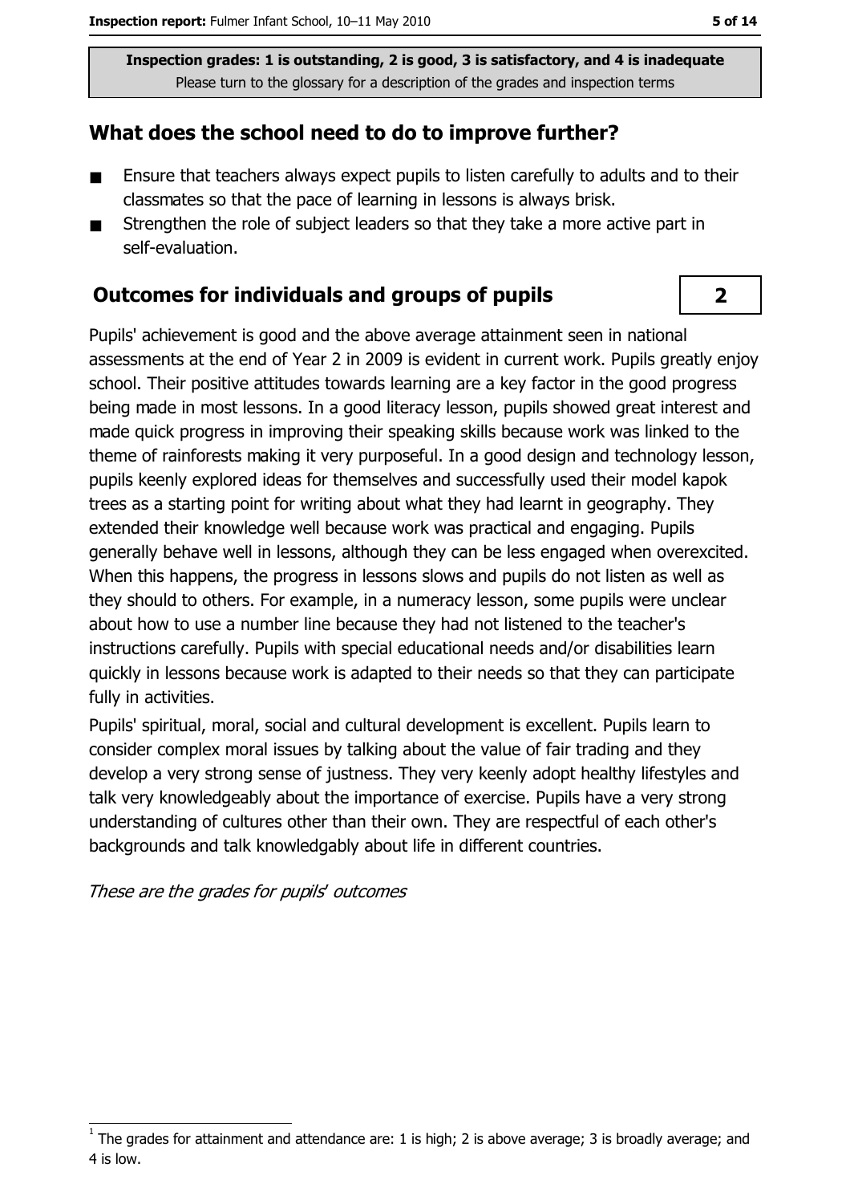**Inspection grades: 1 is outstanding, 2 is good, 3 is satisfactory, and 4 is inadequate**
Please turn to the glossary for a description of the grades and inspection terms

## What does the school need to do to improve further?

- Ensure that teachers always expect pupils to listen carefully to adults and to their classmates so that the pace of learning in lessons is always brisk.
- Strengthen the role of subject leaders so that they take a more active part in self-evaluation.

## Outcomes for individuals and groups of pupils

**2**

Pupils' achievement is good and the above average attainment seen in national assessments at the end of Year 2 in 2009 is evident in current work. Pupils greatly enjoy school. Their positive attitudes towards learning are a key factor in the good progress being made in most lessons. In a good literacy lesson, pupils showed great interest and made quick progress in improving their speaking skills because work was linked to the theme of rainforests making it very purposeful. In a good design and technology lesson, pupils keenly explored ideas for themselves and successfully used their model kapok trees as a starting point for writing about what they had learnt in geography. They extended their knowledge well because work was practical and engaging. Pupils generally behave well in lessons, although they can be less engaged when overexcited. When this happens, the progress in lessons slows and pupils do not listen as well as they should to others. For example, in a numeracy lesson, some pupils were unclear about how to use a number line because they had not listened to the teacher's instructions carefully. Pupils with special educational needs and/or disabilities learn quickly in lessons because work is adapted to their needs so that they can participate fully in activities.

Pupils' spiritual, moral, social and cultural development is excellent. Pupils learn to consider complex moral issues by talking about the value of fair trading and they develop a very strong sense of justness. They very keenly adopt healthy lifestyles and talk very knowledgeably about the importance of exercise. Pupils have a very strong understanding of cultures other than their own. They are respectful of each other's backgrounds and talk knowledgably about life in different countries.

*These are the grades for pupils' outcomes*

[1] The grades for attainment and attendance are: 1 is high; 2 is above average; 3 is broadly average; and 4 is low.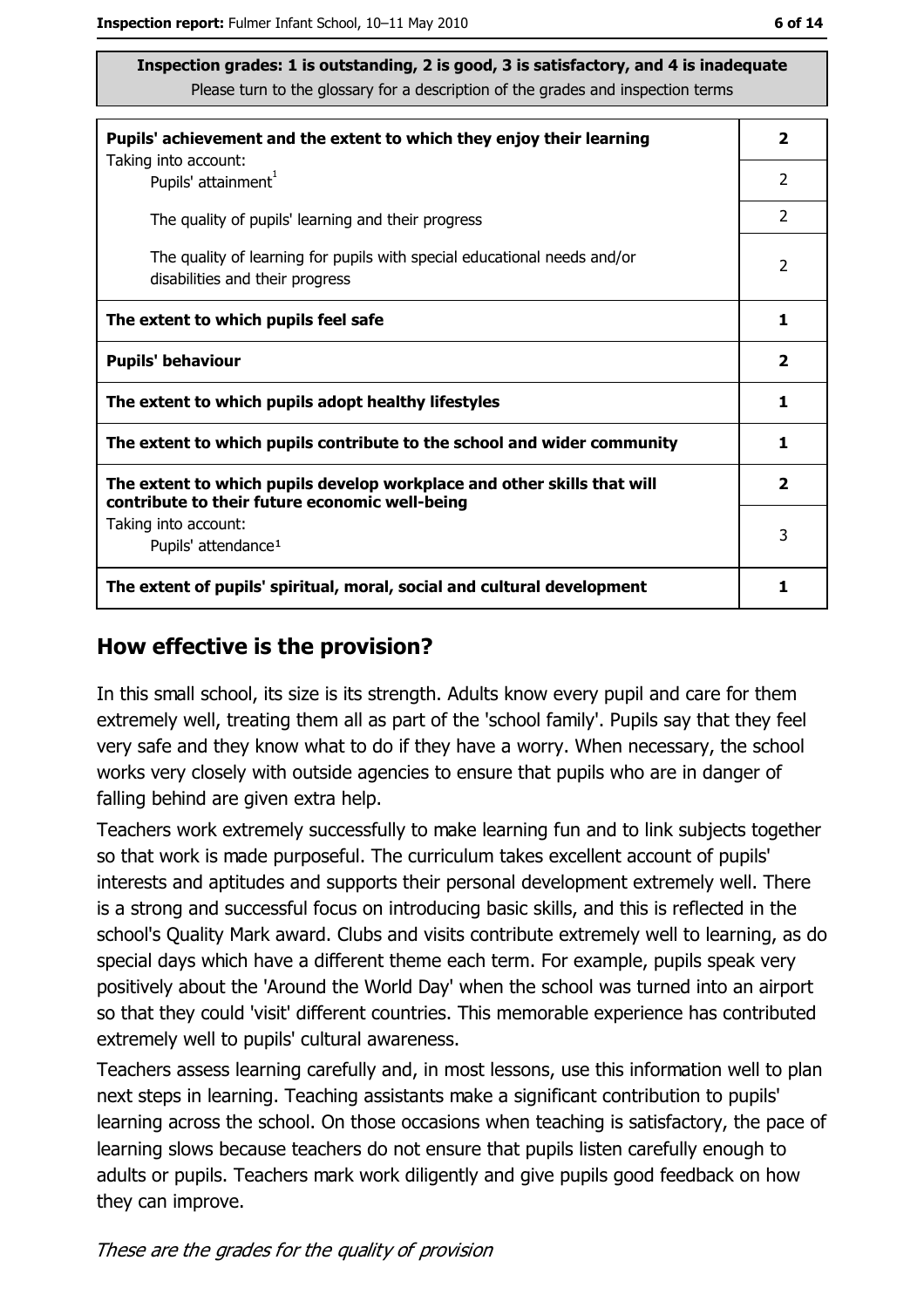**Inspection grades: 1 is outstanding, 2 is good, 3 is satisfactory, and 4 is inadequate**
Please turn to the glossary for a description of the grades and inspection terms

| | |
|---|---|
| **Pupils' achievement and the extent to which they enjoy their learning** | **2** |
| Taking into account: Pupils' attainment[1] | 2 |
| The quality of pupils' learning and their progress | 2 |
| The quality of learning for pupils with special educational needs and/or disabilities and their progress | 2 |
| **The extent to which pupils feel safe** | **1** |
| **Pupils' behaviour** | **2** |
| **The extent to which pupils adopt healthy lifestyles** | **1** |
| **The extent to which pupils contribute to the school and wider community** | **1** |
| **The extent to which pupils develop workplace and other skills that will contribute to their future economic well-being** | **2** |
| Taking into account: Pupils' attendance[1] | 3 |
| **The extent of pupils' spiritual, moral, social and cultural development** | **1** |

## How effective is the provision?

In this small school, its size is its strength. Adults know every pupil and care for them extremely well, treating them all as part of the 'school family'. Pupils say that they feel very safe and they know what to do if they have a worry. When necessary, the school works very closely with outside agencies to ensure that pupils who are in danger of falling behind are given extra help.

Teachers work extremely successfully to make learning fun and to link subjects together so that work is made purposeful. The curriculum takes excellent account of pupils' interests and aptitudes and supports their personal development extremely well. There is a strong and successful focus on introducing basic skills, and this is reflected in the school's Quality Mark award. Clubs and visits contribute extremely well to learning, as do special days which have a different theme each term. For example, pupils speak very positively about the 'Around the World Day' when the school was turned into an airport so that they could 'visit' different countries. This memorable experience has contributed extremely well to pupils' cultural awareness.

Teachers assess learning carefully and, in most lessons, use this information well to plan next steps in learning. Teaching assistants make a significant contribution to pupils' learning across the school. On those occasions when teaching is satisfactory, the pace of learning slows because teachers do not ensure that pupils listen carefully enough to adults or pupils. Teachers mark work diligently and give pupils good feedback on how they can improve.

*These are the grades for the quality of provision*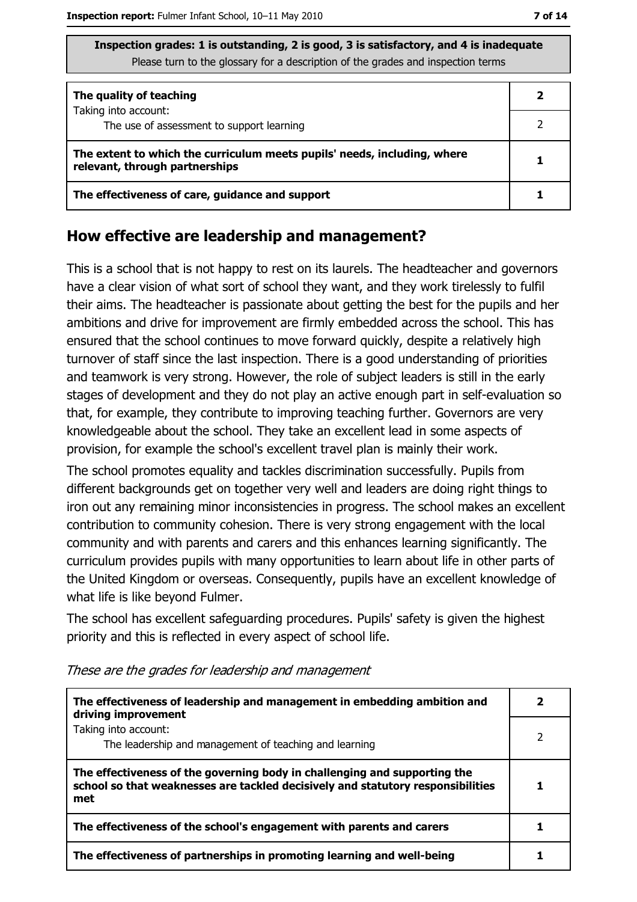**Inspection grades: 1 is outstanding, 2 is good, 3 is satisfactory, and 4 is inadequate**
Please turn to the glossary for a description of the grades and inspection terms

| | |
|---|---|
| **The quality of teaching** Taking into account: | **2** |
| The use of assessment to support learning | 2 |
| **The extent to which the curriculum meets pupils' needs, including, where relevant, through partnerships** | **1** |
| **The effectiveness of care, guidance and support** | **1** |

## How effective are leadership and management?

This is a school that is not happy to rest on its laurels. The headteacher and governors have a clear vision of what sort of school they want, and they work tirelessly to fulfil their aims. The headteacher is passionate about getting the best for the pupils and her ambitions and drive for improvement are firmly embedded across the school. This has ensured that the school continues to move forward quickly, despite a relatively high turnover of staff since the last inspection. There is a good understanding of priorities and teamwork is very strong. However, the role of subject leaders is still in the early stages of development and they do not play an active enough part in self-evaluation so that, for example, they contribute to improving teaching further. Governors are very knowledgeable about the school. They take an excellent lead in some aspects of provision, for example the school's excellent travel plan is mainly their work.

The school promotes equality and tackles discrimination successfully. Pupils from different backgrounds get on together very well and leaders are doing right things to iron out any remaining minor inconsistencies in progress. The school makes an excellent contribution to community cohesion. There is very strong engagement with the local community and with parents and carers and this enhances learning significantly. The curriculum provides pupils with many opportunities to learn about life in other parts of the United Kingdom or overseas. Consequently, pupils have an excellent knowledge of what life is like beyond Fulmer.

The school has excellent safeguarding procedures. Pupils' safety is given the highest priority and this is reflected in every aspect of school life.

*These are the grades for leadership and management*

| | |
|---|---|
| **The effectiveness of leadership and management in embedding ambition and driving improvement** | **2** |
| Taking into account: The leadership and management of teaching and learning | 2 |
| **The effectiveness of the governing body in challenging and supporting the school so that weaknesses are tackled decisively and statutory responsibilities met** | **1** |
| **The effectiveness of the school's engagement with parents and carers** | **1** |
| **The effectiveness of partnerships in promoting learning and well-being** | **1** |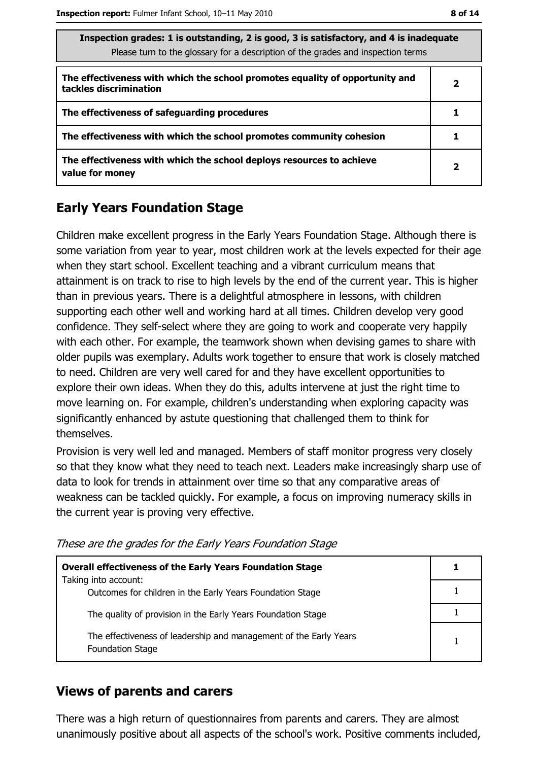| Inspection grades: 1 is outstanding, 2 is good, 3 is satisfactory, and 4 is inadequate<br>Please turn to the glossary for a description of the grades and inspection terms | |
|---|---|
| **The effectiveness with which the school promotes equality of opportunity and tackles discrimination** | **2** |
| **The effectiveness of safeguarding procedures** | **1** |
| **The effectiveness with which the school promotes community cohesion** | **1** |
| **The effectiveness with which the school deploys resources to achieve value for money** | **2** |

## Early Years Foundation Stage

Children make excellent progress in the Early Years Foundation Stage. Although there is some variation from year to year, most children work at the levels expected for their age when they start school. Excellent teaching and a vibrant curriculum means that attainment is on track to rise to high levels by the end of the current year. This is higher than in previous years. There is a delightful atmosphere in lessons, with children supporting each other well and working hard at all times. Children develop very good confidence. They self-select where they are going to work and cooperate very happily with each other. For example, the teamwork shown when devising games to share with older pupils was exemplary. Adults work together to ensure that work is closely matched to need. Children are very well cared for and they have excellent opportunities to explore their own ideas. When they do this, adults intervene at just the right time to move learning on. For example, children's understanding when exploring capacity was significantly enhanced by astute questioning that challenged them to think for themselves.

Provision is very well led and managed. Members of staff monitor progress very closely so that they know what they need to teach next. Leaders make increasingly sharp use of data to look for trends in attainment over time so that any comparative areas of weakness can be tackled quickly. For example, a focus on improving numeracy skills in the current year is proving very effective.

*These are the grades for the Early Years Foundation Stage*

| **Overall effectiveness of the Early Years Foundation Stage**<br>Taking into account: | **1** |
|---|---|
| Outcomes for children in the Early Years Foundation Stage | 1 |
| The quality of provision in the Early Years Foundation Stage | 1 |
| The effectiveness of leadership and management of the Early Years Foundation Stage | 1 |

## Views of parents and carers

There was a high return of questionnaires from parents and carers. They are almost unanimously positive about all aspects of the school's work. Positive comments included,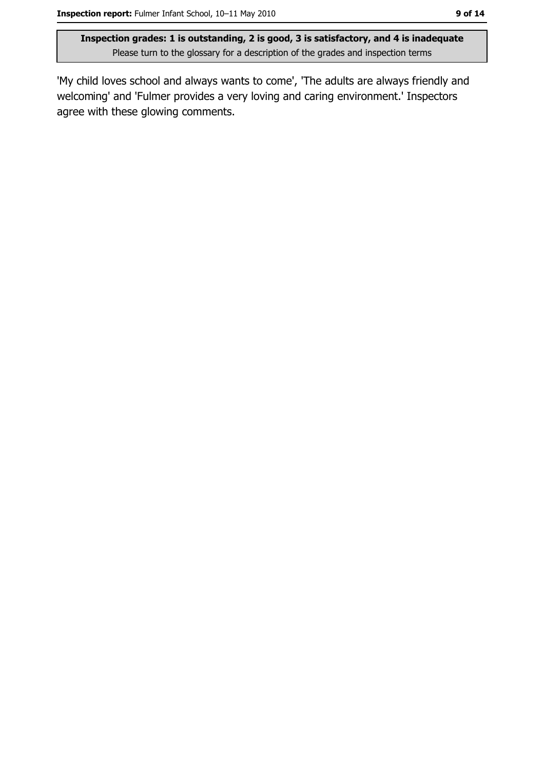'My child loves school and always wants to come', 'The adults are always friendly and welcoming' and 'Fulmer provides a very loving and caring environment.' Inspectors agree with these glowing comments.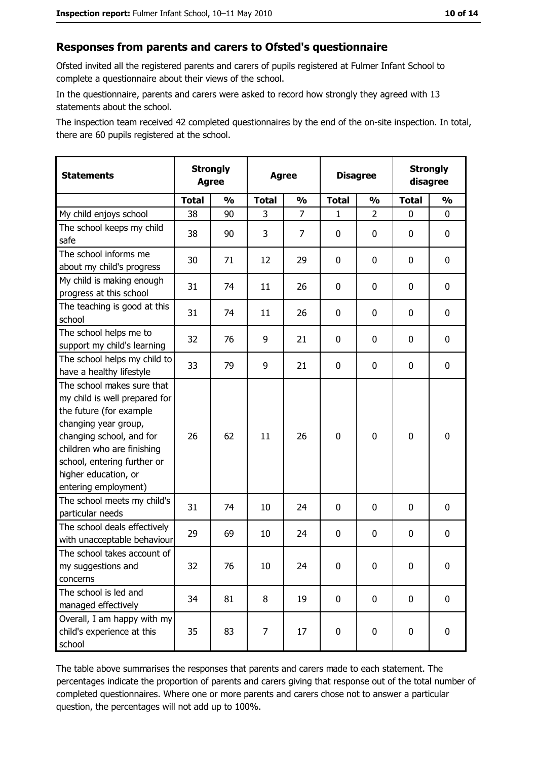## Responses from parents and carers to Ofsted's questionnaire

Ofsted invited all the registered parents and carers of pupils registered at Fulmer Infant School to complete a questionnaire about their views of the school.

In the questionnaire, parents and carers were asked to record how strongly they agreed with 13 statements about the school.

The inspection team received 42 completed questionnaires by the end of the on-site inspection. In total, there are 60 pupils registered at the school.

| Statements | Strongly Agree | | Agree | | Disagree | | Strongly disagree | |
|---|---|---|---|---|---|---|---|---|
| | Total | % | Total | % | Total | % | Total | % |
| My child enjoys school | 38 | 90 | 3 | 7 | 1 | 2 | 0 | 0 |
| The school keeps my child safe | 38 | 90 | 3 | 7 | 0 | 0 | 0 | 0 |
| The school informs me about my child's progress | 30 | 71 | 12 | 29 | 0 | 0 | 0 | 0 |
| My child is making enough progress at this school | 31 | 74 | 11 | 26 | 0 | 0 | 0 | 0 |
| The teaching is good at this school | 31 | 74 | 11 | 26 | 0 | 0 | 0 | 0 |
| The school helps me to support my child's learning | 32 | 76 | 9 | 21 | 0 | 0 | 0 | 0 |
| The school helps my child to have a healthy lifestyle | 33 | 79 | 9 | 21 | 0 | 0 | 0 | 0 |
| The school makes sure that my child is well prepared for the future (for example changing year group, changing school, and for children who are finishing school, entering further or higher education, or entering employment) | 26 | 62 | 11 | 26 | 0 | 0 | 0 | 0 |
| The school meets my child's particular needs | 31 | 74 | 10 | 24 | 0 | 0 | 0 | 0 |
| The school deals effectively with unacceptable behaviour | 29 | 69 | 10 | 24 | 0 | 0 | 0 | 0 |
| The school takes account of my suggestions and concerns | 32 | 76 | 10 | 24 | 0 | 0 | 0 | 0 |
| The school is led and managed effectively | 34 | 81 | 8 | 19 | 0 | 0 | 0 | 0 |
| Overall, I am happy with my child's experience at this school | 35 | 83 | 7 | 17 | 0 | 0 | 0 | 0 |

The table above summarises the responses that parents and carers made to each statement. The percentages indicate the proportion of parents and carers giving that response out of the total number of completed questionnaires. Where one or more parents and carers chose not to answer a particular question, the percentages will not add up to 100%.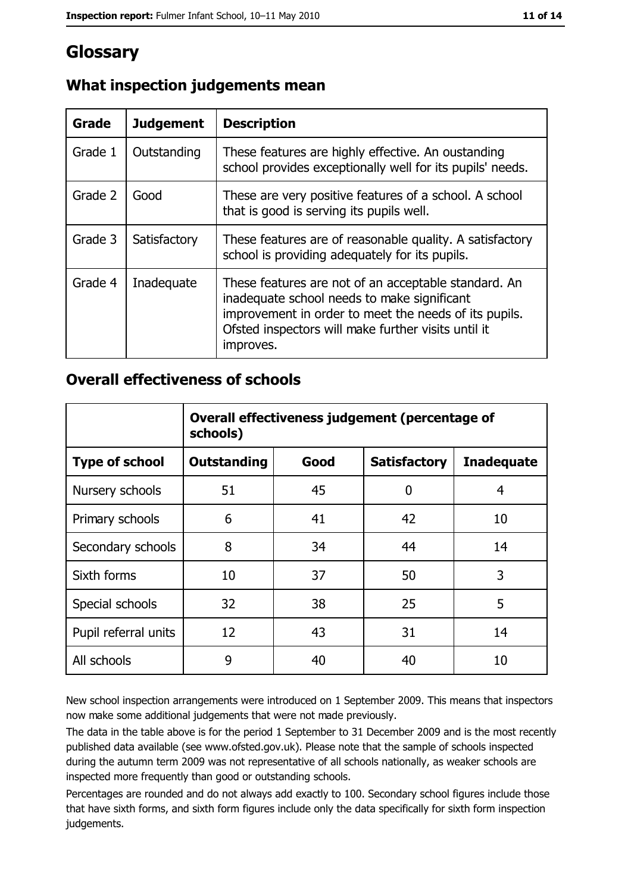# Glossary

## What inspection judgements mean

| Grade | Judgement | Description |
| --- | --- | --- |
| Grade 1 | Outstanding | These features are highly effective. An oustanding school provides exceptionally well for its pupils' needs. |
| Grade 2 | Good | These are very positive features of a school. A school that is good is serving its pupils well. |
| Grade 3 | Satisfactory | These features are of reasonable quality. A satisfactory school is providing adequately for its pupils. |
| Grade 4 | Inadequate | These features are not of an acceptable standard. An inadequate school needs to make significant improvement in order to meet the needs of its pupils. Ofsted inspectors will make further visits until it improves. |

## Overall effectiveness of schools

| | Overall effectiveness judgement (percentage of schools) | | | |
| --- | --- | --- | --- | --- |
| **Type of school** | **Outstanding** | **Good** | **Satisfactory** | **Inadequate** |
| Nursery schools | 51 | 45 | 0 | 4 |
| Primary schools | 6 | 41 | 42 | 10 |
| Secondary schools | 8 | 34 | 44 | 14 |
| Sixth forms | 10 | 37 | 50 | 3 |
| Special schools | 32 | 38 | 25 | 5 |
| Pupil referral units | 12 | 43 | 31 | 14 |
| All schools | 9 | 40 | 40 | 10 |

New school inspection arrangements were introduced on 1 September 2009. This means that inspectors now make some additional judgements that were not made previously.

The data in the table above is for the period 1 September to 31 December 2009 and is the most recently published data available (see www.ofsted.gov.uk). Please note that the sample of schools inspected during the autumn term 2009 was not representative of all schools nationally, as weaker schools are inspected more frequently than good or outstanding schools.

Percentages are rounded and do not always add exactly to 100. Secondary school figures include those that have sixth forms, and sixth form figures include only the data specifically for sixth form inspection judgements.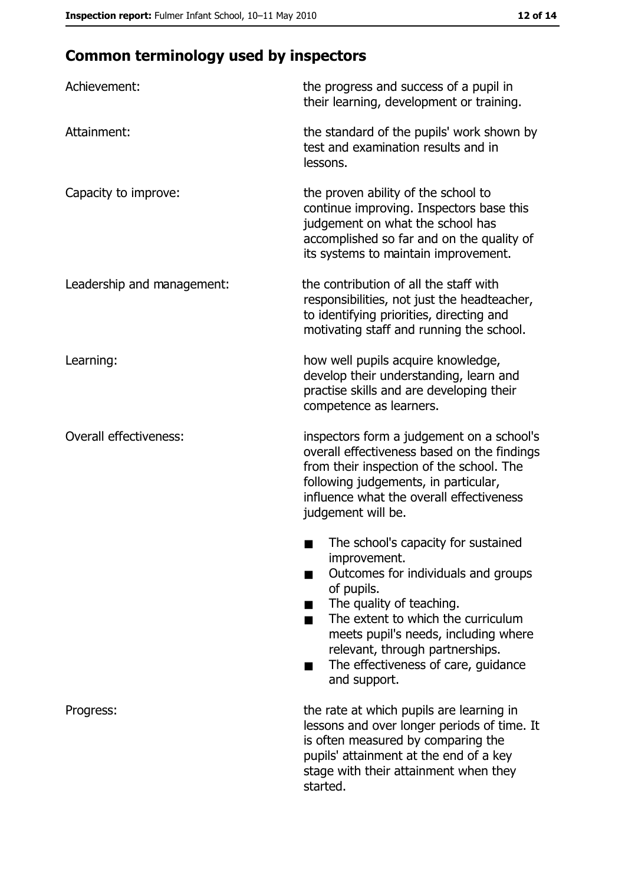## Common terminology used by inspectors

| | |
|---|---|
| Achievement: | the progress and success of a pupil in their learning, development or training. |
| Attainment: | the standard of the pupils' work shown by test and examination results and in lessons. |
| Capacity to improve: | the proven ability of the school to continue improving. Inspectors base this judgement on what the school has accomplished so far and on the quality of its systems to maintain improvement. |
| Leadership and management: | the contribution of all the staff with responsibilities, not just the headteacher, to identifying priorities, directing and motivating staff and running the school. |
| Learning: | how well pupils acquire knowledge, develop their understanding, learn and practise skills and are developing their competence as learners. |
| Overall effectiveness: | inspectors form a judgement on a school's overall effectiveness based on the findings from their inspection of the school. The following judgements, in particular, influence what the overall effectiveness judgement will be. <br>■ The school's capacity for sustained improvement.<br>■ Outcomes for individuals and groups of pupils.<br>■ The quality of teaching.<br>■ The extent to which the curriculum meets pupil's needs, including where relevant, through partnerships.<br>■ The effectiveness of care, guidance and support. |
| Progress: | the rate at which pupils are learning in lessons and over longer periods of time. It is often measured by comparing the pupils' attainment at the end of a key stage with their attainment when they started. |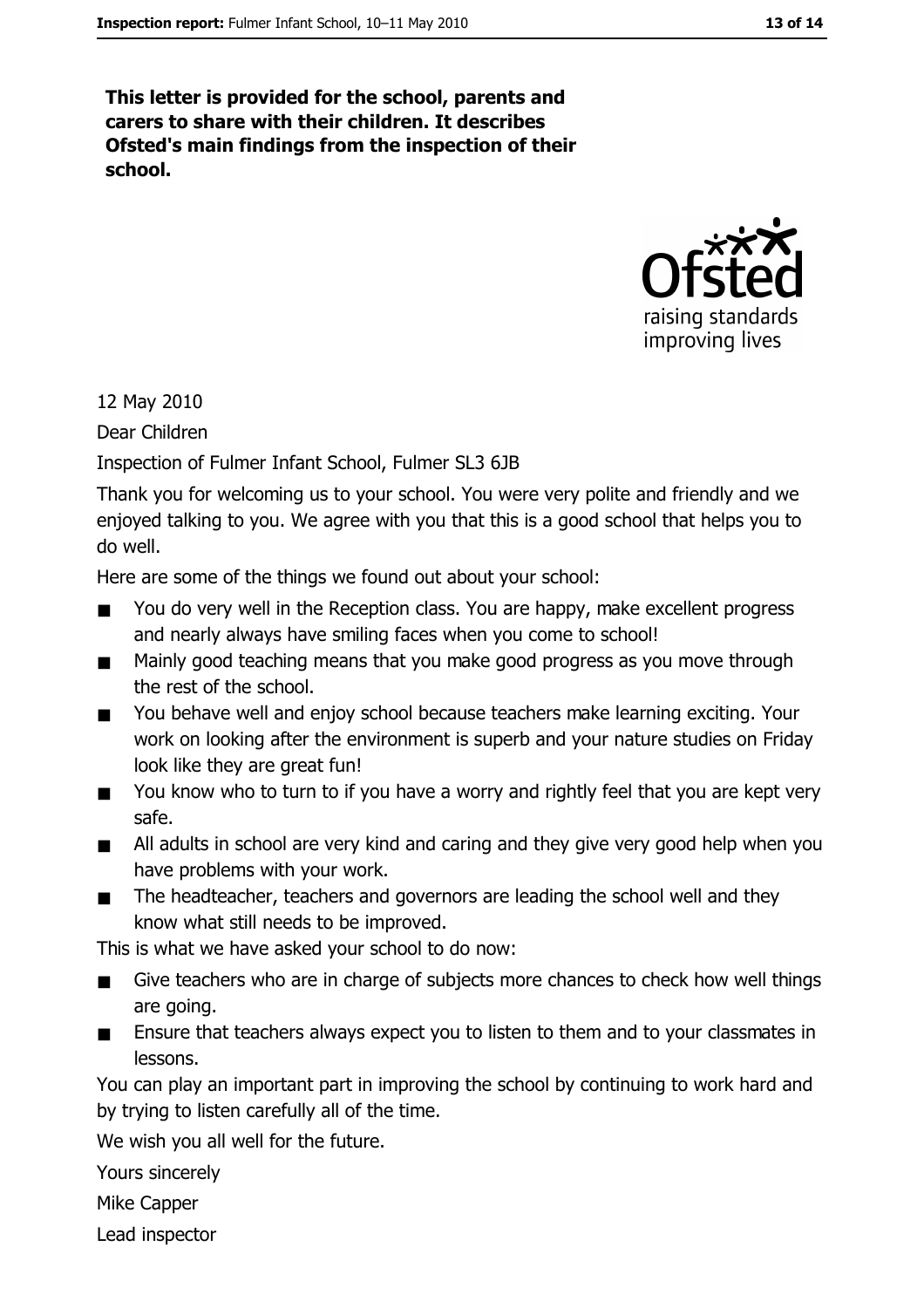**This letter is provided for the school, parents and carers to share with their children. It describes Ofsted's main findings from the inspection of their school.**

12 May 2010

Dear Children

Inspection of Fulmer Infant School, Fulmer SL3 6JB

Thank you for welcoming us to your school. You were very polite and friendly and we enjoyed talking to you. We agree with you that this is a good school that helps you to do well.

Here are some of the things we found out about your school:

- You do very well in the Reception class. You are happy, make excellent progress and nearly always have smiling faces when you come to school!
- Mainly good teaching means that you make good progress as you move through the rest of the school.
- You behave well and enjoy school because teachers make learning exciting. Your work on looking after the environment is superb and your nature studies on Friday look like they are great fun!
- You know who to turn to if you have a worry and rightly feel that you are kept very safe.
- All adults in school are very kind and caring and they give very good help when you have problems with your work.
- The headteacher, teachers and governors are leading the school well and they know what still needs to be improved.

This is what we have asked your school to do now:

- Give teachers who are in charge of subjects more chances to check how well things are going.
- Ensure that teachers always expect you to listen to them and to your classmates in lessons.

You can play an important part in improving the school by continuing to work hard and by trying to listen carefully all of the time.

We wish you all well for the future.

Yours sincerely

Mike Capper

Lead inspector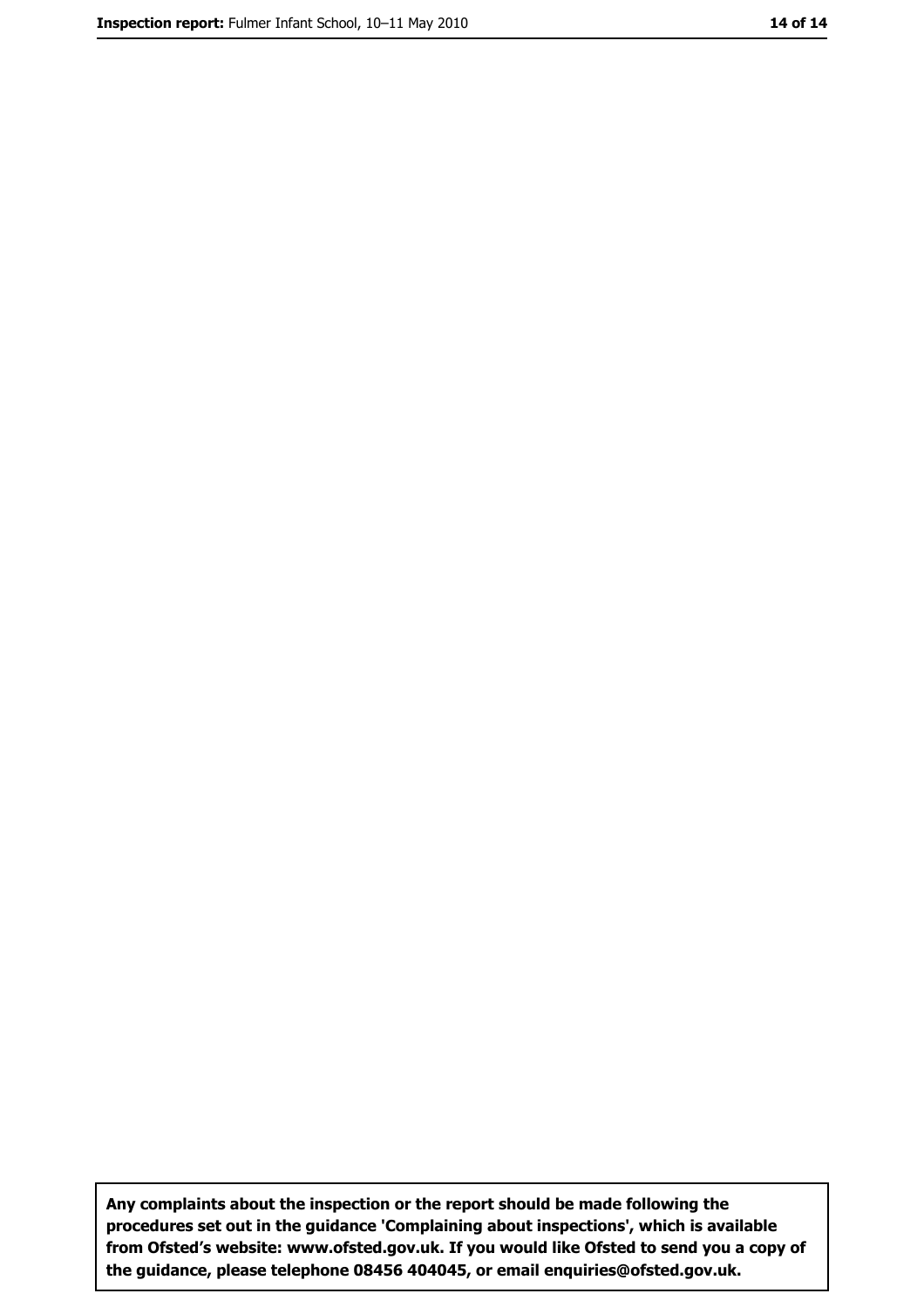**Any complaints about the inspection or the report should be made following the procedures set out in the guidance 'Complaining about inspections', which is available from Ofsted's website: www.ofsted.gov.uk. If you would like Ofsted to send you a copy of the guidance, please telephone 08456 404045, or email enquiries@ofsted.gov.uk.**